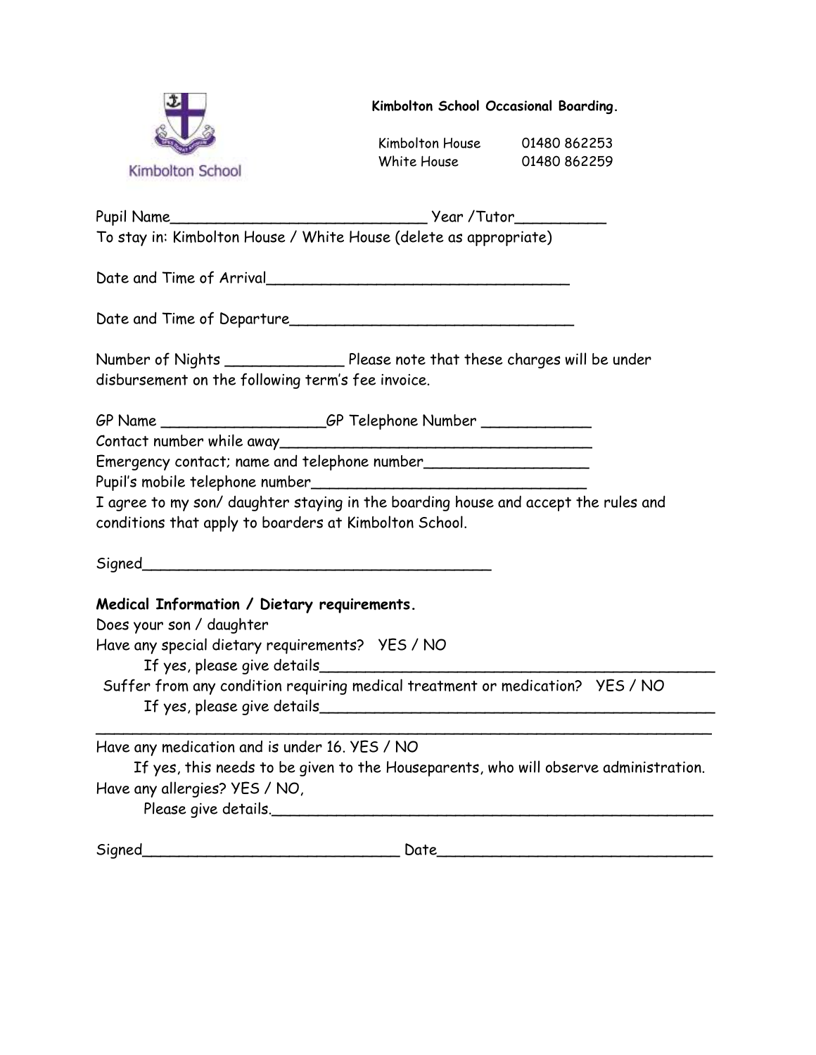Kimbolton School

**Kimbolton School Occasional Boarding.**

Kimbolton House 01480 862253
White House 01480 862259

Pupil Name_____________________________ Year /Tutor__________
To stay in: Kimbolton House / White House (delete as appropriate)

Date and Time of Arrival__________________________________

Date and Time of Departure________________________________

Number of Nights _____________ Please note that these charges will be under disbursement on the following term's fee invoice.

GP Name __________________GP Telephone Number ____________
Contact number while away___________________________________
Emergency contact; name and telephone number__________________
Pupil's mobile telephone number_______________________________
I agree to my son/ daughter staying in the boarding house and accept the rules and conditions that apply to boarders at Kimbolton School.

Signed________________________________________

**Medical Information / Dietary requirements.**
Does your son / daughter
Have any special dietary requirements? YES / NO
If yes, please give details_____________________________________________
Suffer from any condition requiring medical treatment or medication? YES / NO
If yes, please give details_____________________________________________
______________________________________________________________________
Have any medication and is under 16. YES / NO
If yes, this needs to be given to the Houseparents, who will observe administration.
Have any allergies? YES / NO,
Please give details.___________________________________________________

Signed_____________________________ Date_______________________________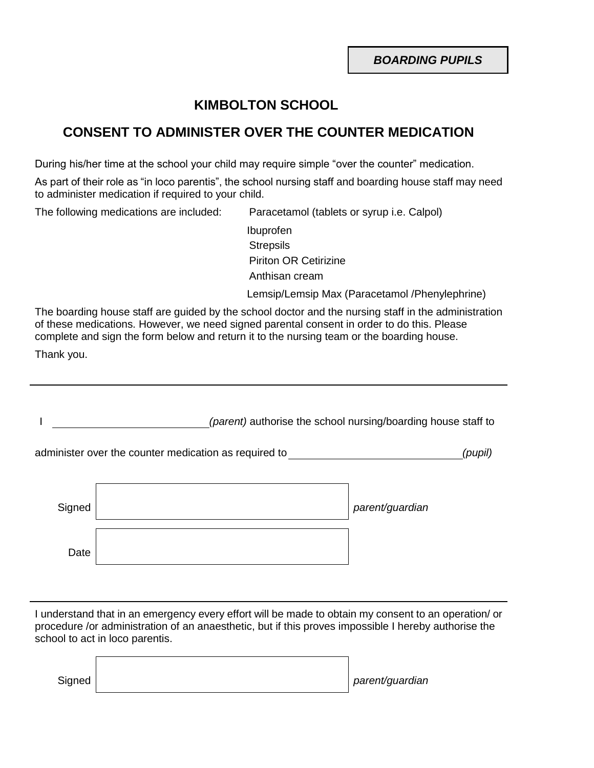**BOARDING PUPILS**

## KIMBOLTON SCHOOL

## CONSENT TO ADMINISTER OVER THE COUNTER MEDICATION

During his/her time at the school your child may require simple “over the counter” medication.

As part of their role as “in loco parentis”, the school nursing staff and boarding house staff may need to administer medication if required to your child.

The following medications are included:

- Paracetamol (tablets or syrup i.e. Calpol)
- Ibuprofen
- Strepsils
- Piriton OR Cetirizine
- Anthisan cream
- Lemsip/Lemsip Max (Paracetamol /Phenylephrine)

The boarding house staff are guided by the school doctor and the nursing staff in the administration of these medications. However, we need signed parental consent in order to do this. Please complete and sign the form below and return it to the nursing team or the boarding house.

Thank you.

---

I ______________________ *(parent)* authorise the school nursing/boarding house staff to administer over the counter medication as required to ______________________ *(pupil)*

Signed ______________________ *parent/guardian*

Date ______________________

---

I understand that in an emergency every effort will be made to obtain my consent to an operation/ or procedure /or administration of an anaesthetic, but if this proves impossible I hereby authorise the school to act in loco parentis.

Signed ______________________ *parent/guardian*